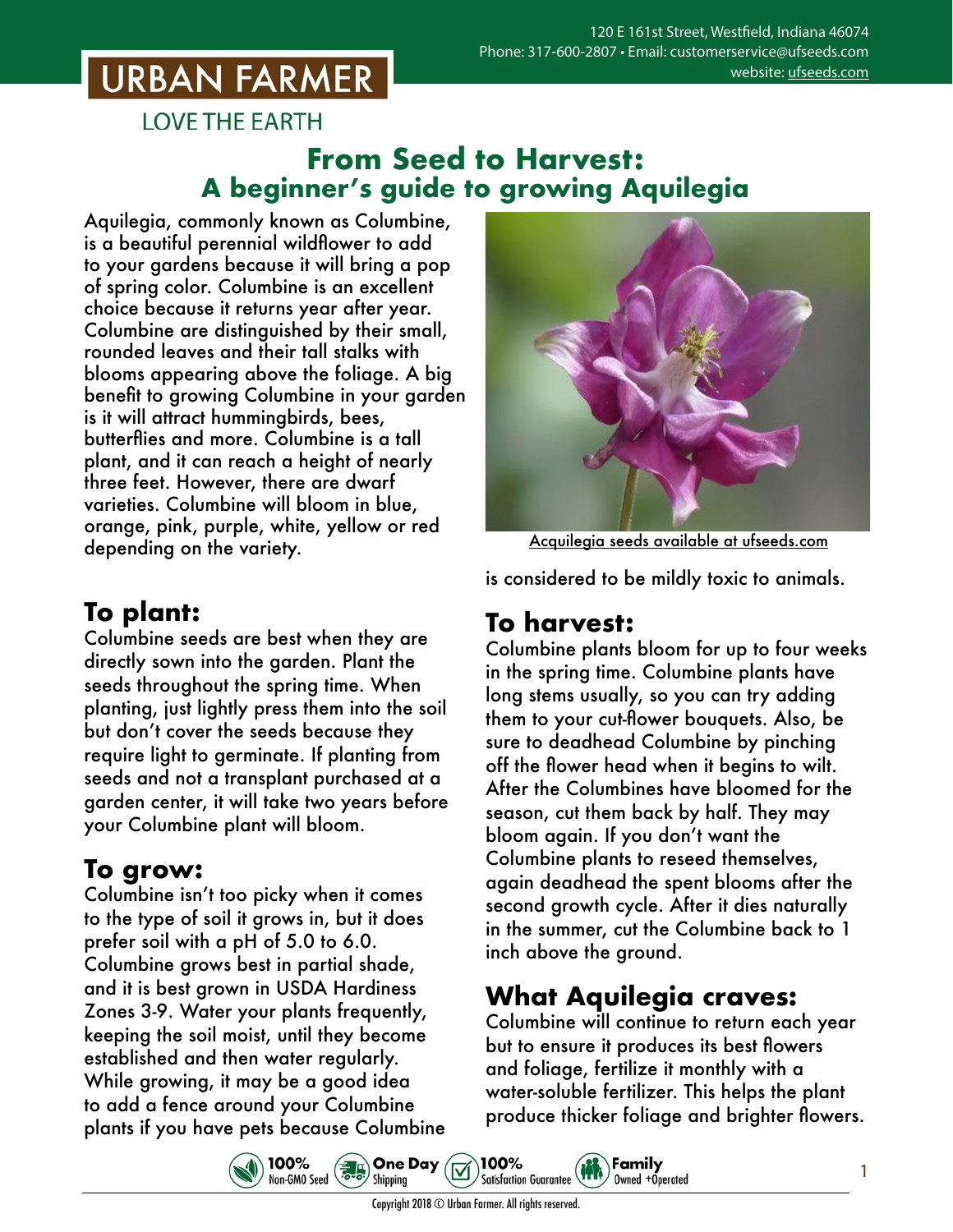URBAN FARMER

LOVE THE EARTH

120 E 161st Street, Westfield, Indiana 46074
Phone: 317-600-2807 • Email: customerservice@ufseeds.com
website: ufseeds.com

# From Seed to Harvest: A beginner's guide to growing Aquilegia

Aquilegia, commonly known as Columbine, is a beautiful perennial wildflower to add to your gardens because it will bring a pop of spring color. Columbine is an excellent choice because it returns year after year. Columbine are distinguished by their small, rounded leaves and their tall stalks with blooms appearing above the foliage. A big benefit to growing Columbine in your garden is it will attract hummingbirds, bees, butterflies and more. Columbine is a tall plant, and it can reach a height of nearly three feet. However, there are dwarf varieties. Columbine will bloom in blue, orange, pink, purple, white, yellow or red depending on the variety.

Acquilegia seeds available at ufseeds.com

## To plant:

Columbine seeds are best when they are directly sown into the garden. Plant the seeds throughout the spring time. When planting, just lightly press them into the soil but don't cover the seeds because they require light to germinate. If planting from seeds and not a transplant purchased at a garden center, it will take two years before your Columbine plant will bloom.

## To grow:

Columbine isn't too picky when it comes to the type of soil it grows in, but it does prefer soil with a pH of 5.0 to 6.0. Columbine grows best in partial shade, and it is best grown in USDA Hardiness Zones 3-9. Water your plants frequently, keeping the soil moist, until they become established and then water regularly. While growing, it may be a good idea to add a fence around your Columbine plants if you have pets because Columbine is considered to be mildly toxic to animals.

## To harvest:

Columbine plants bloom for up to four weeks in the spring time. Columbine plants have long stems usually, so you can try adding them to your cut-flower bouquets. Also, be sure to deadhead Columbine by pinching off the flower head when it begins to wilt. After the Columbines have bloomed for the season, cut them back by half. They may bloom again. If you don't want the Columbine plants to reseed themselves, again deadhead the spent blooms after the second growth cycle. After it dies naturally in the summer, cut the Columbine back to 1 inch above the ground.

## What Aquilegia craves:

Columbine will continue to return each year but to ensure it produces its best flowers and foliage, fertilize it monthly with a water-soluble fertilizer. This helps the plant produce thicker foliage and brighter flowers.

100% Non-GMO Seed • One Day Shipping • 100% Satisfaction Guarantee • Family Owned +Operated

Copyright 2018 © Urban Farmer. All rights reserved.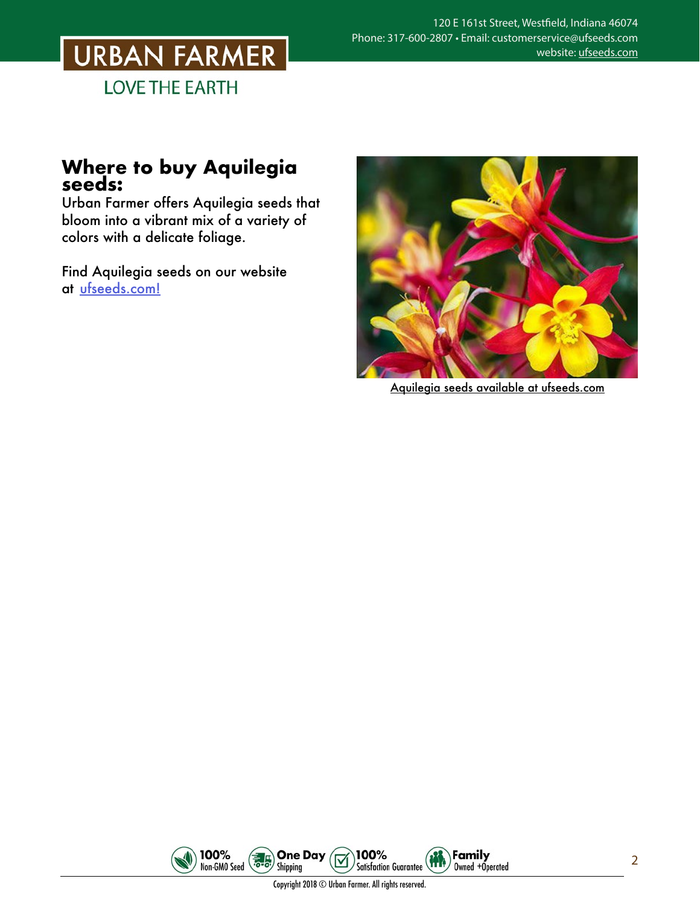## Where to buy Aquilegia seeds:

Urban Farmer offers Aquilegia seeds that bloom into a vibrant mix of a variety of colors with a delicate foliage.

Find Aquilegia seeds on our website at [ufseeds.com!](https://ufseeds.com)

Aquilegia seeds available at ufseeds.com